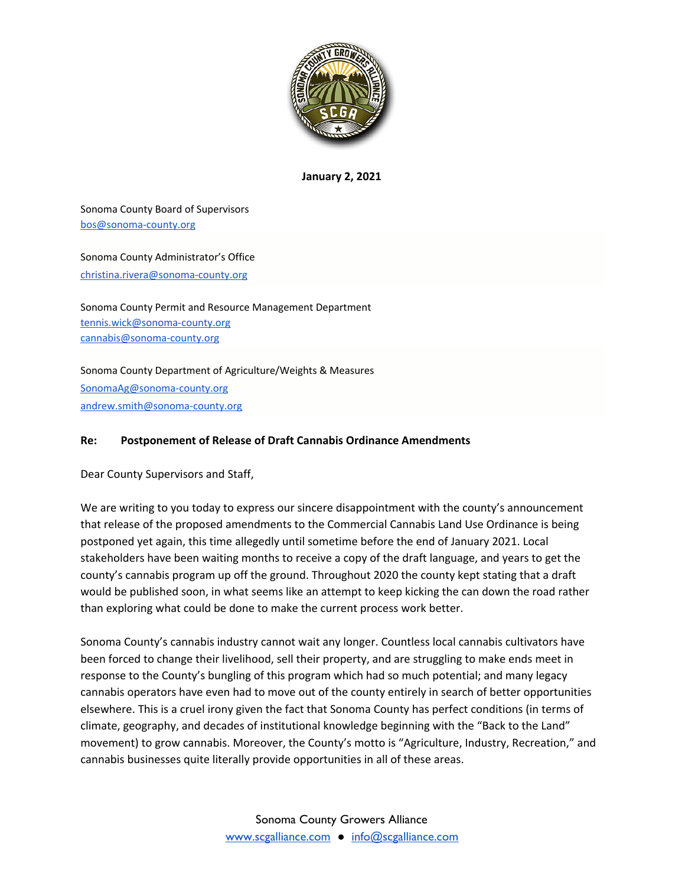**January 2, 2021**

Sonoma County Board of Supervisors
bos@sonoma-county.org

Sonoma County Administrator's Office
christina.rivera@sonoma-county.org

Sonoma County Permit and Resource Management Department
tennis.wick@sonoma-county.org
cannabis@sonoma-county.org

Sonoma County Department of Agriculture/Weights & Measures
SonomaAg@sonoma-county.org
andrew.smith@sonoma-county.org

**Re: Postponement of Release of Draft Cannabis Ordinance Amendments**

Dear County Supervisors and Staff,

We are writing to you today to express our sincere disappointment with the county's announcement that release of the proposed amendments to the Commercial Cannabis Land Use Ordinance is being postponed yet again, this time allegedly until sometime before the end of January 2021. Local stakeholders have been waiting months to receive a copy of the draft language, and years to get the county's cannabis program up off the ground. Throughout 2020 the county kept stating that a draft would be published soon, in what seems like an attempt to keep kicking the can down the road rather than exploring what could be done to make the current process work better.

Sonoma County's cannabis industry cannot wait any longer. Countless local cannabis cultivators have been forced to change their livelihood, sell their property, and are struggling to make ends meet in response to the County's bungling of this program which had so much potential; and many legacy cannabis operators have even had to move out of the county entirely in search of better opportunities elsewhere. This is a cruel irony given the fact that Sonoma County has perfect conditions (in terms of climate, geography, and decades of institutional knowledge beginning with the "Back to the Land" movement) to grow cannabis. Moreover, the County's motto is "Agriculture, Industry, Recreation," and cannabis businesses quite literally provide opportunities in all of these areas.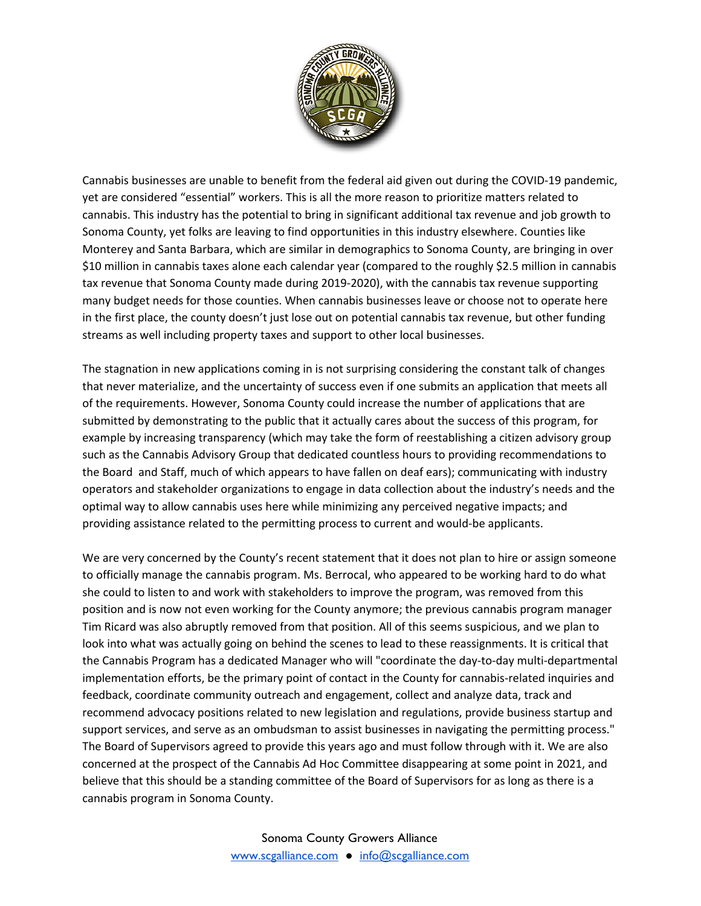Cannabis businesses are unable to benefit from the federal aid given out during the COVID-19 pandemic, yet are considered "essential" workers. This is all the more reason to prioritize matters related to cannabis. This industry has the potential to bring in significant additional tax revenue and job growth to Sonoma County, yet folks are leaving to find opportunities in this industry elsewhere. Counties like Monterey and Santa Barbara, which are similar in demographics to Sonoma County, are bringing in over $10 million in cannabis taxes alone each calendar year (compared to the roughly $2.5 million in cannabis tax revenue that Sonoma County made during 2019-2020), with the cannabis tax revenue supporting many budget needs for those counties. When cannabis businesses leave or choose not to operate here in the first place, the county doesn't just lose out on potential cannabis tax revenue, but other funding streams as well including property taxes and support to other local businesses.

The stagnation in new applications coming in is not surprising considering the constant talk of changes that never materialize, and the uncertainty of success even if one submits an application that meets all of the requirements. However, Sonoma County could increase the number of applications that are submitted by demonstrating to the public that it actually cares about the success of this program, for example by increasing transparency (which may take the form of reestablishing a citizen advisory group such as the Cannabis Advisory Group that dedicated countless hours to providing recommendations to the Board and Staff, much of which appears to have fallen on deaf ears); communicating with industry operators and stakeholder organizations to engage in data collection about the industry's needs and the optimal way to allow cannabis uses here while minimizing any perceived negative impacts; and providing assistance related to the permitting process to current and would-be applicants.

We are very concerned by the County's recent statement that it does not plan to hire or assign someone to officially manage the cannabis program. Ms. Berrocal, who appeared to be working hard to do what she could to listen to and work with stakeholders to improve the program, was removed from this position and is now not even working for the County anymore; the previous cannabis program manager Tim Ricard was also abruptly removed from that position. All of this seems suspicious, and we plan to look into what was actually going on behind the scenes to lead to these reassignments. It is critical that the Cannabis Program has a dedicated Manager who will "coordinate the day-to-day multi-departmental implementation efforts, be the primary point of contact in the County for cannabis-related inquiries and feedback, coordinate community outreach and engagement, collect and analyze data, track and recommend advocacy positions related to new legislation and regulations, provide business startup and support services, and serve as an ombudsman to assist businesses in navigating the permitting process." The Board of Supervisors agreed to provide this years ago and must follow through with it. We are also concerned at the prospect of the Cannabis Ad Hoc Committee disappearing at some point in 2021, and believe that this should be a standing committee of the Board of Supervisors for as long as there is a cannabis program in Sonoma County.

Sonoma County Growers Alliance
www.scgalliance.com ● info@scgalliance.com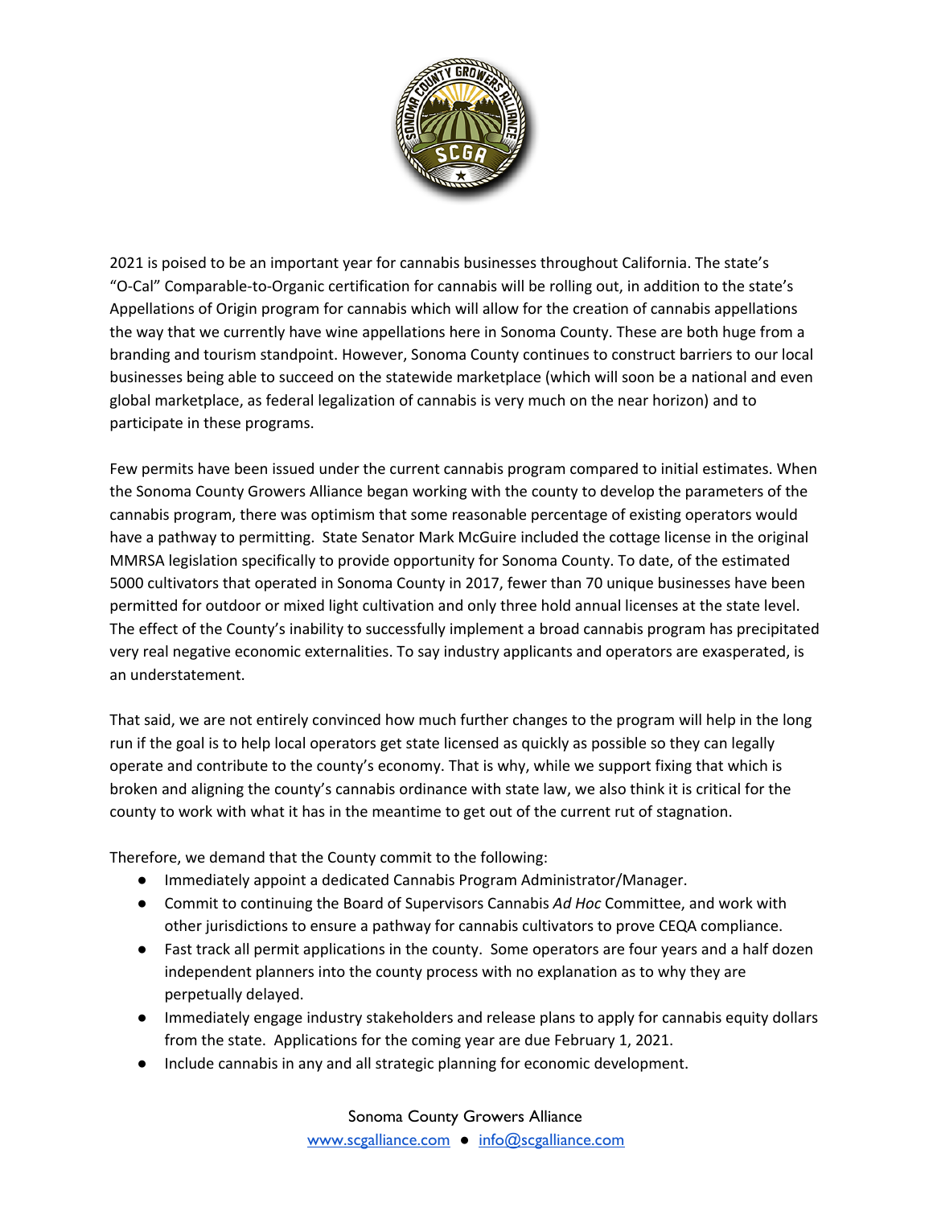2021 is poised to be an important year for cannabis businesses throughout California. The state's "O-Cal" Comparable-to-Organic certification for cannabis will be rolling out, in addition to the state's Appellations of Origin program for cannabis which will allow for the creation of cannabis appellations the way that we currently have wine appellations here in Sonoma County. These are both huge from a branding and tourism standpoint. However, Sonoma County continues to construct barriers to our local businesses being able to succeed on the statewide marketplace (which will soon be a national and even global marketplace, as federal legalization of cannabis is very much on the near horizon) and to participate in these programs.

Few permits have been issued under the current cannabis program compared to initial estimates. When the Sonoma County Growers Alliance began working with the county to develop the parameters of the cannabis program, there was optimism that some reasonable percentage of existing operators would have a pathway to permitting. State Senator Mark McGuire included the cottage license in the original MMRSA legislation specifically to provide opportunity for Sonoma County. To date, of the estimated 5000 cultivators that operated in Sonoma County in 2017, fewer than 70 unique businesses have been permitted for outdoor or mixed light cultivation and only three hold annual licenses at the state level. The effect of the County's inability to successfully implement a broad cannabis program has precipitated very real negative economic externalities. To say industry applicants and operators are exasperated, is an understatement.

That said, we are not entirely convinced how much further changes to the program will help in the long run if the goal is to help local operators get state licensed as quickly as possible so they can legally operate and contribute to the county's economy. That is why, while we support fixing that which is broken and aligning the county's cannabis ordinance with state law, we also think it is critical for the county to work with what it has in the meantime to get out of the current rut of stagnation.

Therefore, we demand that the County commit to the following:

- Immediately appoint a dedicated Cannabis Program Administrator/Manager.
- Commit to continuing the Board of Supervisors Cannabis *Ad Hoc* Committee, and work with other jurisdictions to ensure a pathway for cannabis cultivators to prove CEQA compliance.
- Fast track all permit applications in the county. Some operators are four years and a half dozen independent planners into the county process with no explanation as to why they are perpetually delayed.
- Immediately engage industry stakeholders and release plans to apply for cannabis equity dollars from the state. Applications for the coming year are due February 1, 2021.
- Include cannabis in any and all strategic planning for economic development.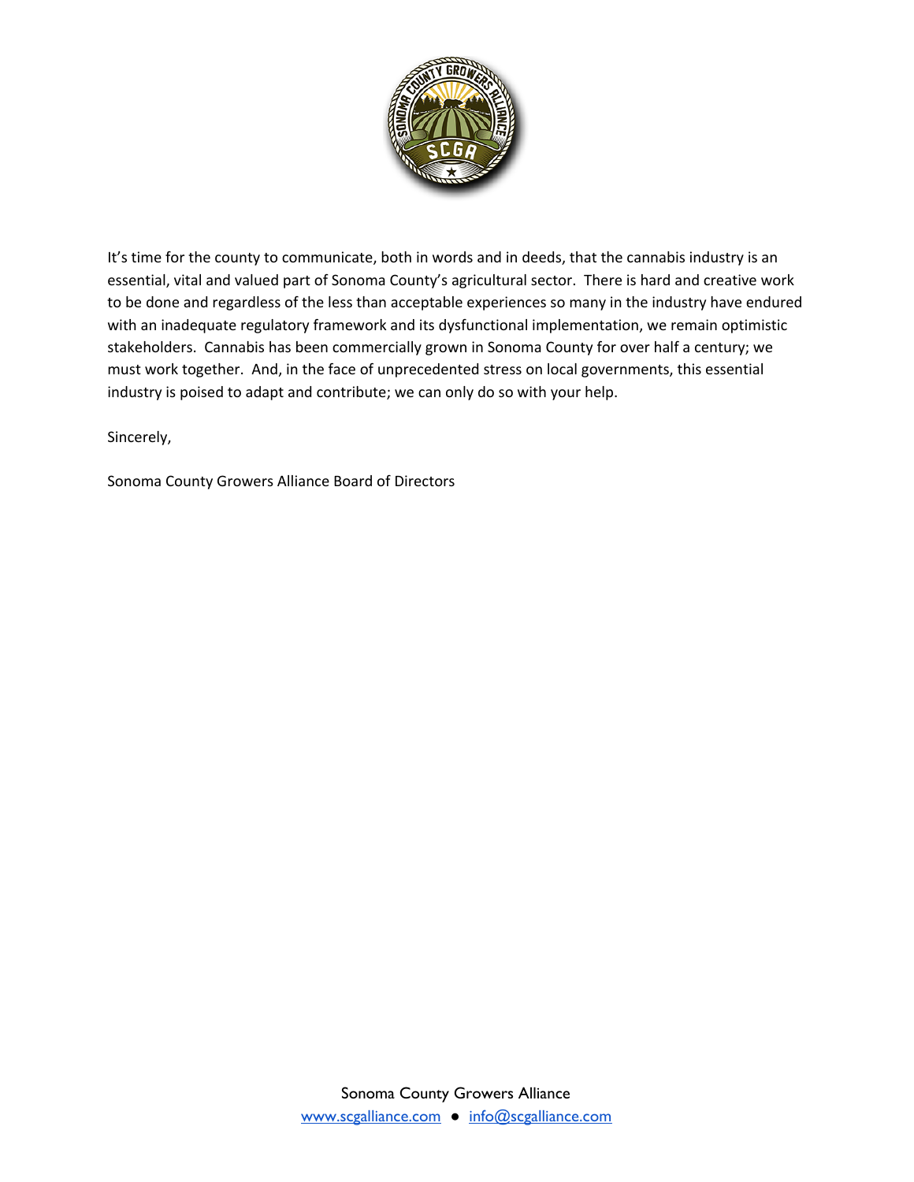It's time for the county to communicate, both in words and in deeds, that the cannabis industry is an essential, vital and valued part of Sonoma County's agricultural sector. There is hard and creative work to be done and regardless of the less than acceptable experiences so many in the industry have endured with an inadequate regulatory framework and its dysfunctional implementation, we remain optimistic stakeholders. Cannabis has been commercially grown in Sonoma County for over half a century; we must work together. And, in the face of unprecedented stress on local governments, this essential industry is poised to adapt and contribute; we can only do so with your help.

Sincerely,

Sonoma County Growers Alliance Board of Directors